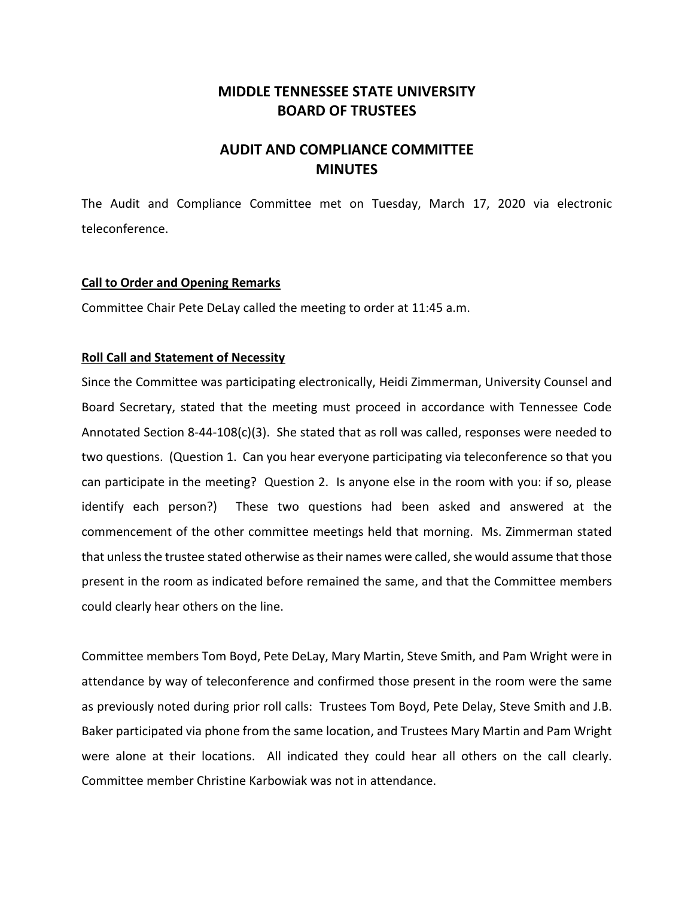# MIDDLE TENNESSEE STATE UNIVERSITY
# BOARD OF TRUSTEES

## AUDIT AND COMPLIANCE COMMITTEE
## MINUTES

The Audit and Compliance Committee met on Tuesday, March 17, 2020 via electronic teleconference.

**Call to Order and Opening Remarks**

Committee Chair Pete DeLay called the meeting to order at 11:45 a.m.

**Roll Call and Statement of Necessity**

Since the Committee was participating electronically, Heidi Zimmerman, University Counsel and Board Secretary, stated that the meeting must proceed in accordance with Tennessee Code Annotated Section 8-44-108(c)(3). She stated that as roll was called, responses were needed to two questions. (Question 1. Can you hear everyone participating via teleconference so that you can participate in the meeting? Question 2. Is anyone else in the room with you: if so, please identify each person?) These two questions had been asked and answered at the commencement of the other committee meetings held that morning. Ms. Zimmerman stated that unless the trustee stated otherwise as their names were called, she would assume that those present in the room as indicated before remained the same, and that the Committee members could clearly hear others on the line.

Committee members Tom Boyd, Pete DeLay, Mary Martin, Steve Smith, and Pam Wright were in attendance by way of teleconference and confirmed those present in the room were the same as previously noted during prior roll calls: Trustees Tom Boyd, Pete Delay, Steve Smith and J.B. Baker participated via phone from the same location, and Trustees Mary Martin and Pam Wright were alone at their locations. All indicated they could hear all others on the call clearly. Committee member Christine Karbowiak was not in attendance.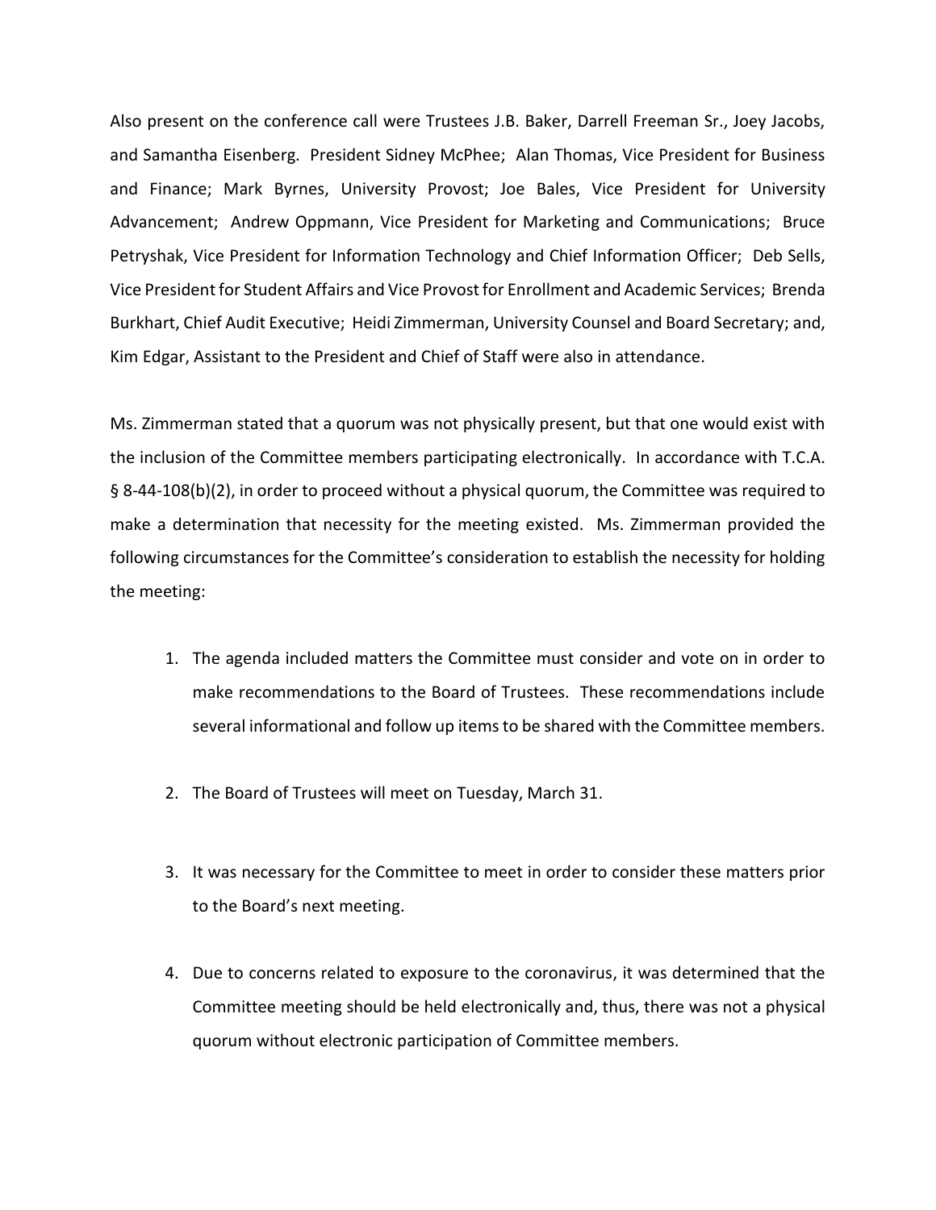Also present on the conference call were Trustees J.B. Baker, Darrell Freeman Sr., Joey Jacobs, and Samantha Eisenberg. President Sidney McPhee; Alan Thomas, Vice President for Business and Finance; Mark Byrnes, University Provost; Joe Bales, Vice President for University Advancement; Andrew Oppmann, Vice President for Marketing and Communications; Bruce Petryshak, Vice President for Information Technology and Chief Information Officer; Deb Sells, Vice President for Student Affairs and Vice Provost for Enrollment and Academic Services; Brenda Burkhart, Chief Audit Executive; Heidi Zimmerman, University Counsel and Board Secretary; and, Kim Edgar, Assistant to the President and Chief of Staff were also in attendance.

Ms. Zimmerman stated that a quorum was not physically present, but that one would exist with the inclusion of the Committee members participating electronically. In accordance with T.C.A. § 8-44-108(b)(2), in order to proceed without a physical quorum, the Committee was required to make a determination that necessity for the meeting existed. Ms. Zimmerman provided the following circumstances for the Committee's consideration to establish the necessity for holding the meeting:

1. The agenda included matters the Committee must consider and vote on in order to make recommendations to the Board of Trustees. These recommendations include several informational and follow up items to be shared with the Committee members.

2. The Board of Trustees will meet on Tuesday, March 31.

3. It was necessary for the Committee to meet in order to consider these matters prior to the Board's next meeting.

4. Due to concerns related to exposure to the coronavirus, it was determined that the Committee meeting should be held electronically and, thus, there was not a physical quorum without electronic participation of Committee members.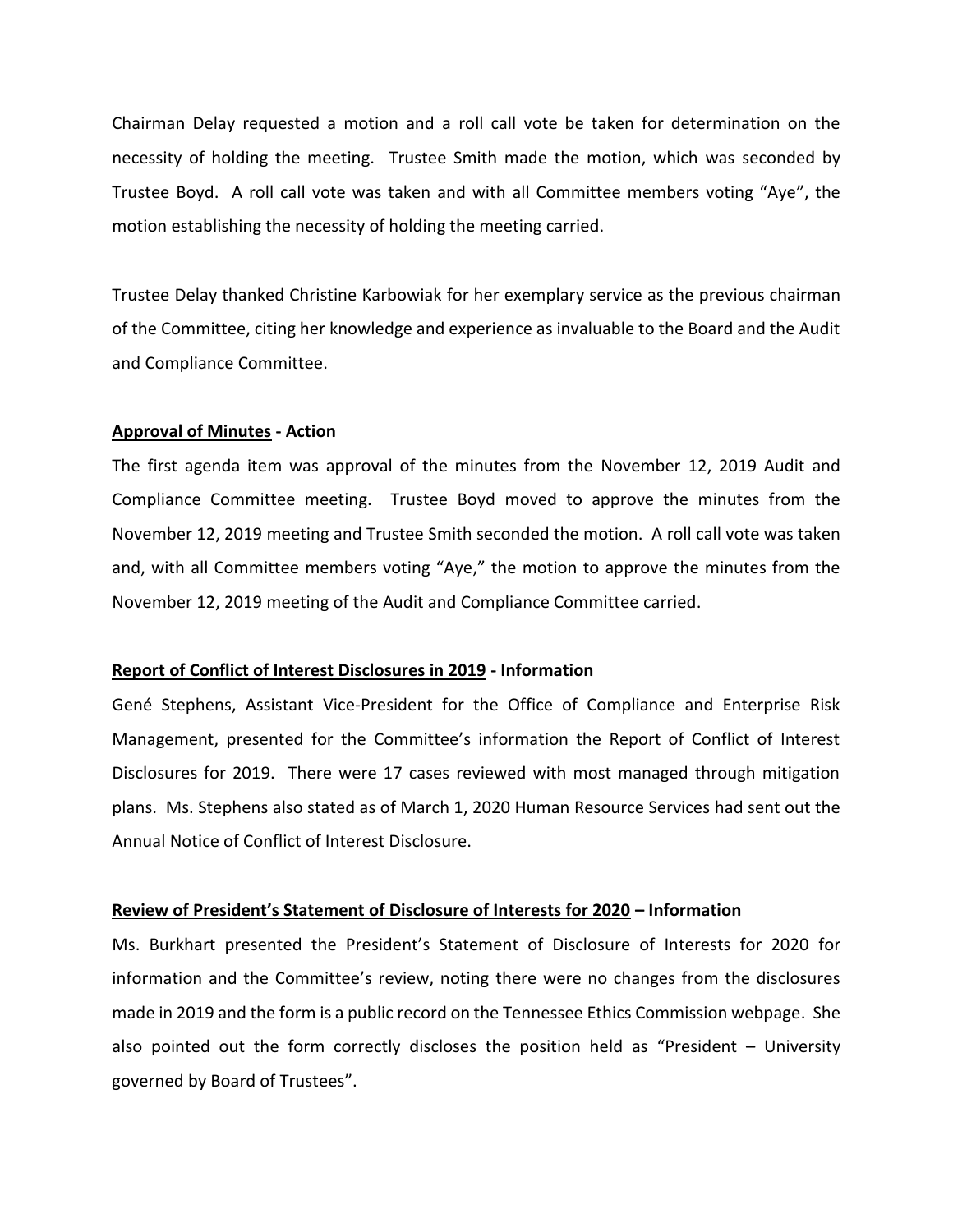Chairman Delay requested a motion and a roll call vote be taken for determination on the necessity of holding the meeting. Trustee Smith made the motion, which was seconded by Trustee Boyd. A roll call vote was taken and with all Committee members voting "Aye", the motion establishing the necessity of holding the meeting carried.

Trustee Delay thanked Christine Karbowiak for her exemplary service as the previous chairman of the Committee, citing her knowledge and experience as invaluable to the Board and the Audit and Compliance Committee.

**Approval of Minutes - Action**

The first agenda item was approval of the minutes from the November 12, 2019 Audit and Compliance Committee meeting. Trustee Boyd moved to approve the minutes from the November 12, 2019 meeting and Trustee Smith seconded the motion. A roll call vote was taken and, with all Committee members voting "Aye," the motion to approve the minutes from the November 12, 2019 meeting of the Audit and Compliance Committee carried.

**Report of Conflict of Interest Disclosures in 2019 - Information**

Gené Stephens, Assistant Vice-President for the Office of Compliance and Enterprise Risk Management, presented for the Committee's information the Report of Conflict of Interest Disclosures for 2019. There were 17 cases reviewed with most managed through mitigation plans. Ms. Stephens also stated as of March 1, 2020 Human Resource Services had sent out the Annual Notice of Conflict of Interest Disclosure.

**Review of President's Statement of Disclosure of Interests for 2020 – Information**

Ms. Burkhart presented the President's Statement of Disclosure of Interests for 2020 for information and the Committee's review, noting there were no changes from the disclosures made in 2019 and the form is a public record on the Tennessee Ethics Commission webpage. She also pointed out the form correctly discloses the position held as "President – University governed by Board of Trustees".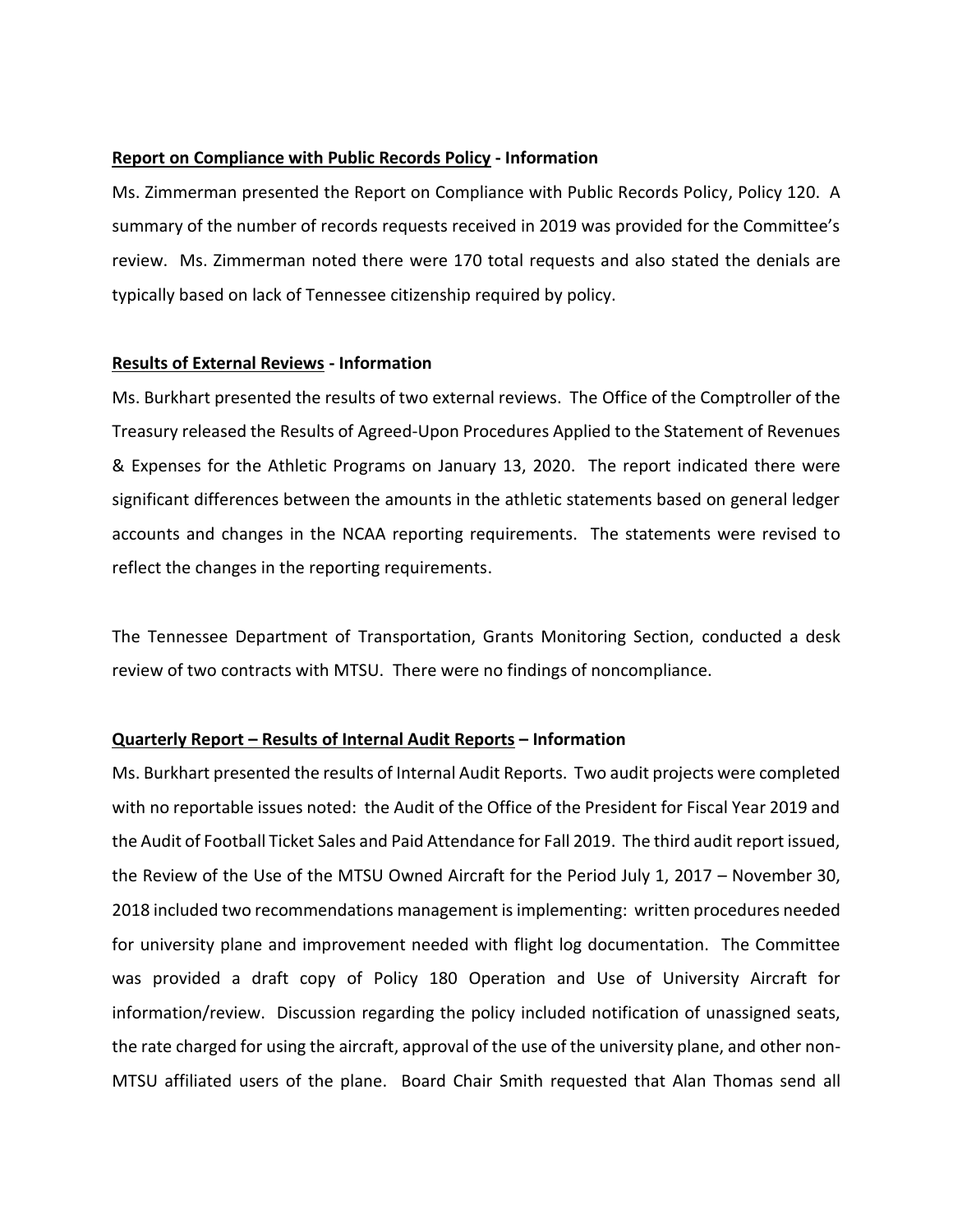**<u>Report on Compliance with Public Records Policy</u> - Information**

Ms. Zimmerman presented the Report on Compliance with Public Records Policy, Policy 120. A summary of the number of records requests received in 2019 was provided for the Committee's review. Ms. Zimmerman noted there were 170 total requests and also stated the denials are typically based on lack of Tennessee citizenship required by policy.

**<u>Results of External Reviews</u> - Information**

Ms. Burkhart presented the results of two external reviews. The Office of the Comptroller of the Treasury released the Results of Agreed-Upon Procedures Applied to the Statement of Revenues & Expenses for the Athletic Programs on January 13, 2020. The report indicated there were significant differences between the amounts in the athletic statements based on general ledger accounts and changes in the NCAA reporting requirements. The statements were revised to reflect the changes in the reporting requirements.

The Tennessee Department of Transportation, Grants Monitoring Section, conducted a desk review of two contracts with MTSU. There were no findings of noncompliance.

**<u>Quarterly Report – Results of Internal Audit Reports</u> – Information**

Ms. Burkhart presented the results of Internal Audit Reports. Two audit projects were completed with no reportable issues noted: the Audit of the Office of the President for Fiscal Year 2019 and the Audit of Football Ticket Sales and Paid Attendance for Fall 2019. The third audit report issued, the Review of the Use of the MTSU Owned Aircraft for the Period July 1, 2017 – November 30, 2018 included two recommendations management is implementing: written procedures needed for university plane and improvement needed with flight log documentation. The Committee was provided a draft copy of Policy 180 Operation and Use of University Aircraft for information/review. Discussion regarding the policy included notification of unassigned seats, the rate charged for using the aircraft, approval of the use of the university plane, and other non-MTSU affiliated users of the plane. Board Chair Smith requested that Alan Thomas send all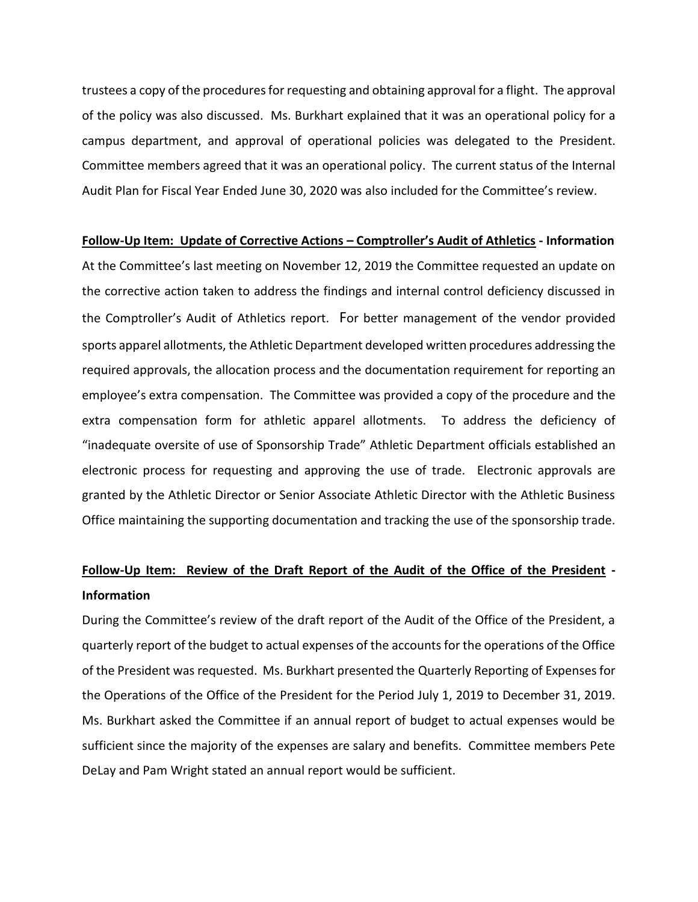trustees a copy of the procedures for requesting and obtaining approval for a flight. The approval of the policy was also discussed. Ms. Burkhart explained that it was an operational policy for a campus department, and approval of operational policies was delegated to the President. Committee members agreed that it was an operational policy. The current status of the Internal Audit Plan for Fiscal Year Ended June 30, 2020 was also included for the Committee's review.

**<u>Follow-Up Item: Update of Corrective Actions – Comptroller's Audit of Athletics</u> - Information**

At the Committee's last meeting on November 12, 2019 the Committee requested an update on the corrective action taken to address the findings and internal control deficiency discussed in the Comptroller's Audit of Athletics report. For better management of the vendor provided sports apparel allotments, the Athletic Department developed written procedures addressing the required approvals, the allocation process and the documentation requirement for reporting an employee's extra compensation. The Committee was provided a copy of the procedure and the extra compensation form for athletic apparel allotments. To address the deficiency of "inadequate oversite of use of Sponsorship Trade" Athletic Department officials established an electronic process for requesting and approving the use of trade. Electronic approvals are granted by the Athletic Director or Senior Associate Athletic Director with the Athletic Business Office maintaining the supporting documentation and tracking the use of the sponsorship trade.

**<u>Follow-Up Item: Review of the Draft Report of the Audit of the Office of the President</u> - Information**

During the Committee's review of the draft report of the Audit of the Office of the President, a quarterly report of the budget to actual expenses of the accounts for the operations of the Office of the President was requested. Ms. Burkhart presented the Quarterly Reporting of Expenses for the Operations of the Office of the President for the Period July 1, 2019 to December 31, 2019. Ms. Burkhart asked the Committee if an annual report of budget to actual expenses would be sufficient since the majority of the expenses are salary and benefits. Committee members Pete DeLay and Pam Wright stated an annual report would be sufficient.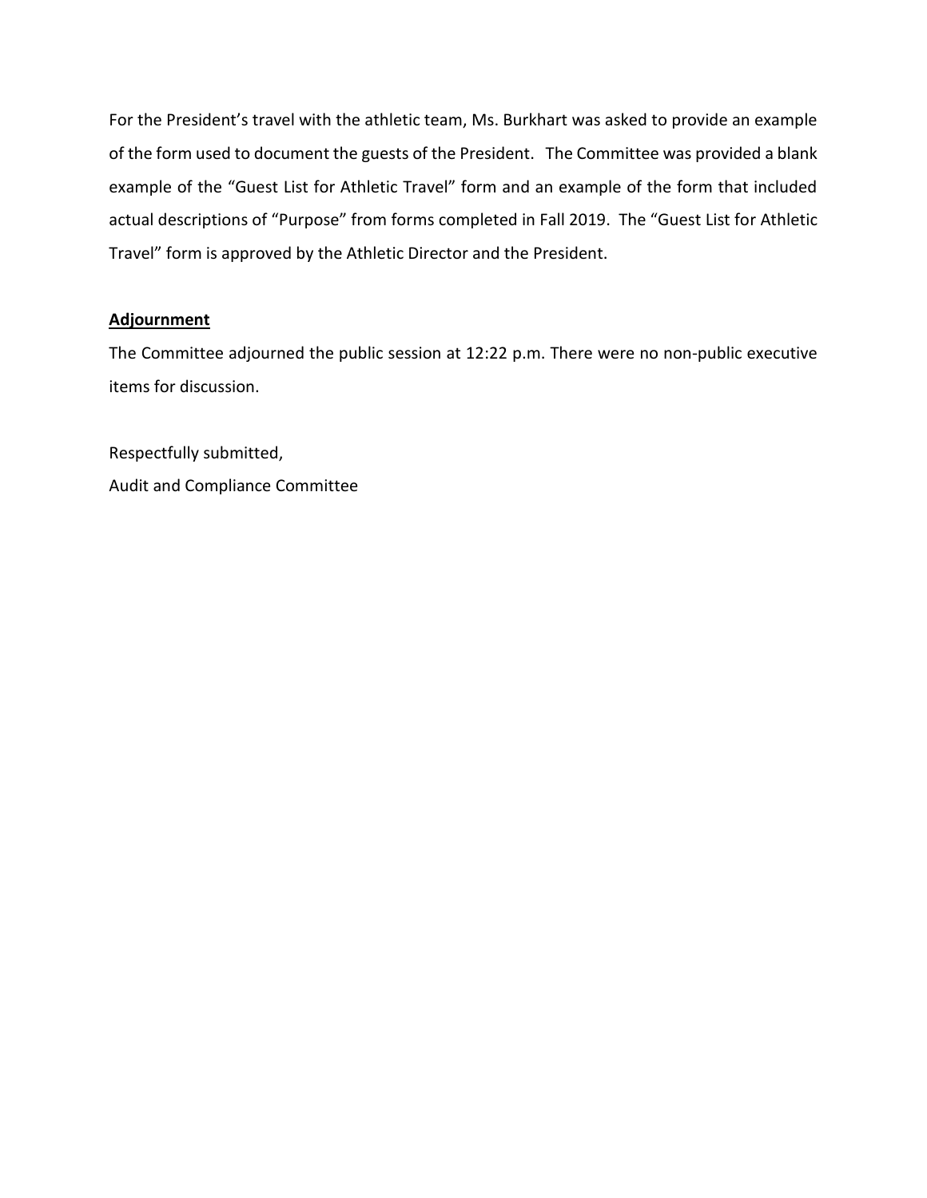For the President's travel with the athletic team, Ms. Burkhart was asked to provide an example of the form used to document the guests of the President. The Committee was provided a blank example of the "Guest List for Athletic Travel" form and an example of the form that included actual descriptions of "Purpose" from forms completed in Fall 2019. The "Guest List for Athletic Travel" form is approved by the Athletic Director and the President.

**Adjournment**

The Committee adjourned the public session at 12:22 p.m. There were no non-public executive items for discussion.

Respectfully submitted,
Audit and Compliance Committee